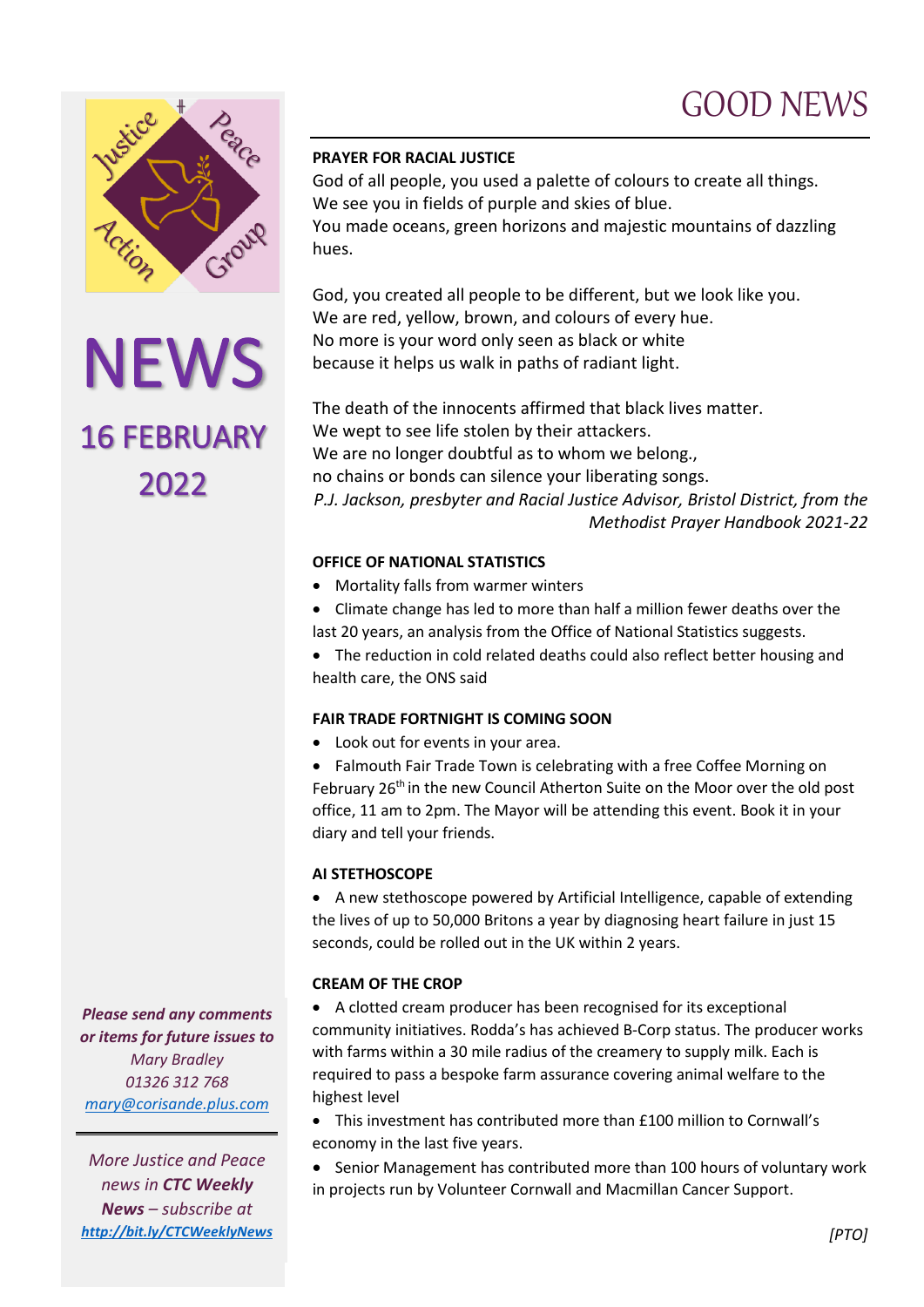Justice Peace Action Group

# NEWS

## 16 FEBRUARY 2022

*Please send any comments or items for future issues to*
*Mary Bradley*
*01326 312 768*
*mary@corisande.plus.com*

---

*More Justice and Peace news in **CTC Weekly News** – subscribe at **http://bit.ly/CTCWeeklyNews***

# GOOD NEWS

---

### PRAYER FOR RACIAL JUSTICE

God of all people, you used a palette of colours to create all things.
We see you in fields of purple and skies of blue.
You made oceans, green horizons and majestic mountains of dazzling hues.

God, you created all people to be different, but we look like you.
We are red, yellow, brown, and colours of every hue.
No more is your word only seen as black or white
because it helps us walk in paths of radiant light.

The death of the innocents affirmed that black lives matter.
We wept to see life stolen by their attackers.
We are no longer doubtful as to whom we belong.,
no chains or bonds can silence your liberating songs.

*P.J. Jackson, presbyter and Racial Justice Advisor, Bristol District, from the Methodist Prayer Handbook 2021-22*

### OFFICE OF NATIONAL STATISTICS

- Mortality falls from warmer winters
- Climate change has led to more than half a million fewer deaths over the last 20 years, an analysis from the Office of National Statistics suggests.
- The reduction in cold related deaths could also reflect better housing and health care, the ONS said

### FAIR TRADE FORTNIGHT IS COMING SOON

- Look out for events in your area.
- Falmouth Fair Trade Town is celebrating with a free Coffee Morning on February 26th in the new Council Atherton Suite on the Moor over the old post office, 11 am to 2pm. The Mayor will be attending this event. Book it in your diary and tell your friends.

### AI STETHOSCOPE

- A new stethoscope powered by Artificial Intelligence, capable of extending the lives of up to 50,000 Britons a year by diagnosing heart failure in just 15 seconds, could be rolled out in the UK within 2 years.

### CREAM OF THE CROP

- A clotted cream producer has been recognised for its exceptional community initiatives. Rodda's has achieved B-Corp status. The producer works with farms within a 30 mile radius of the creamery to supply milk. Each is required to pass a bespoke farm assurance covering animal welfare to the highest level
- This investment has contributed more than £100 million to Cornwall's economy in the last five years.
- Senior Management has contributed more than 100 hours of voluntary work in projects run by Volunteer Cornwall and Macmillan Cancer Support.

*[PTO]*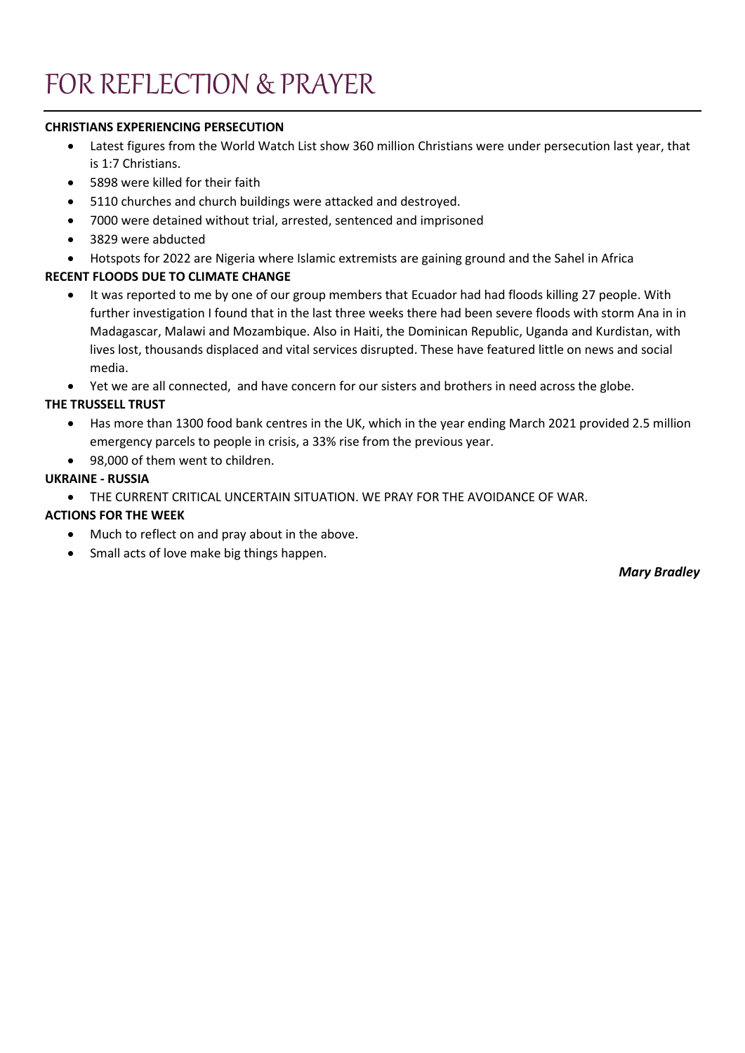# FOR REFLECTION & PRAYER

**CHRISTIANS EXPERIENCING PERSECUTION**

- Latest figures from the World Watch List show 360 million Christians were under persecution last year, that is 1:7 Christians.
- 5898 were killed for their faith
- 5110 churches and church buildings were attacked and destroyed.
- 7000 were detained without trial, arrested, sentenced and imprisoned
- 3829 were abducted
- Hotspots for 2022 are Nigeria where Islamic extremists are gaining ground and the Sahel in Africa

**RECENT FLOODS DUE TO CLIMATE CHANGE**

- It was reported to me by one of our group members that Ecuador had had floods killing 27 people. With further investigation I found that in the last three weeks there had been severe floods with storm Ana in in Madagascar, Malawi and Mozambique. Also in Haiti, the Dominican Republic, Uganda and Kurdistan, with lives lost, thousands displaced and vital services disrupted. These have featured little on news and social media.
- Yet we are all connected, and have concern for our sisters and brothers in need across the globe.

**THE TRUSSELL TRUST**

- Has more than 1300 food bank centres in the UK, which in the year ending March 2021 provided 2.5 million emergency parcels to people in crisis, a 33% rise from the previous year.
- 98,000 of them went to children.

**UKRAINE - RUSSIA**

- THE CURRENT CRITICAL UNCERTAIN SITUATION. WE PRAY FOR THE AVOIDANCE OF WAR.

**ACTIONS FOR THE WEEK**

- Much to reflect on and pray about in the above.
- Small acts of love make big things happen.

***Mary Bradley***